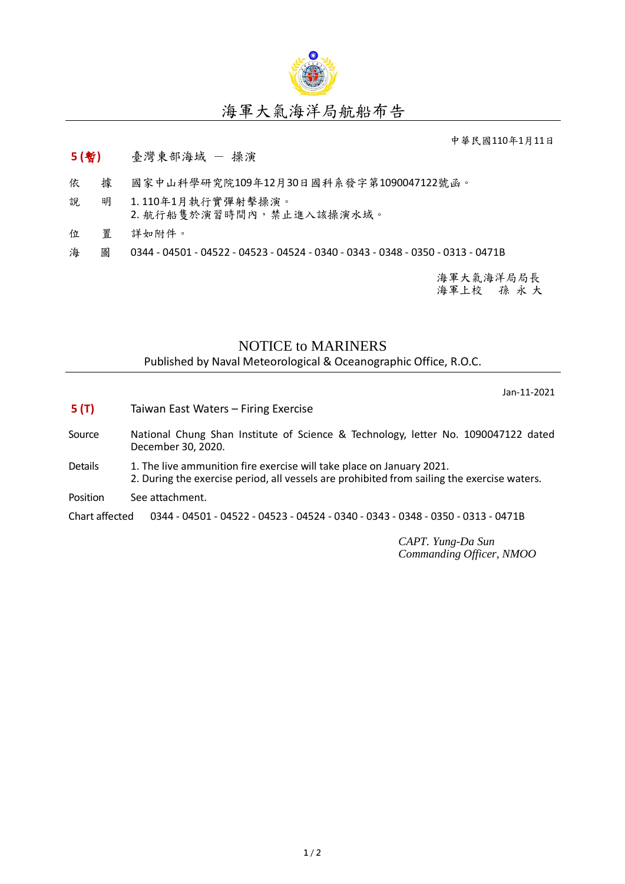# 海軍大氣海洋局航船布告

中華民國110年1月11日

**5 (暫)** 臺灣東部海域 — 操演

依 據 國家中山科學研究院109年12月30日國科系發字第1090047122號函。

說 明 1. 110年1月執行實彈射擊操演。
2. 航行船隻於演習時間內，禁止進入該操演水域。

位 置 詳如附件。

海 圖 0344 - 04501 - 04522 - 04523 - 04524 - 0340 - 0343 - 0348 - 0350 - 0313 - 0471B

海軍大氣海洋局局長
海軍上校 孫 永 大

## NOTICE to MARINERS

Published by Naval Meteorological & Oceanographic Office, R.O.C.

Jan-11-2021

**5 (T)** Taiwan East Waters – Firing Exercise

Source National Chung Shan Institute of Science & Technology, letter No. 1090047122 dated December 30, 2020.

Details 1. The live ammunition fire exercise will take place on January 2021.
2. During the exercise period, all vessels are prohibited from sailing the exercise waters.

Position See attachment.

Chart affected 0344 - 04501 - 04522 - 04523 - 04524 - 0340 - 0343 - 0348 - 0350 - 0313 - 0471B

*CAPT. Yung-Da Sun*
*Commanding Officer, NMOO*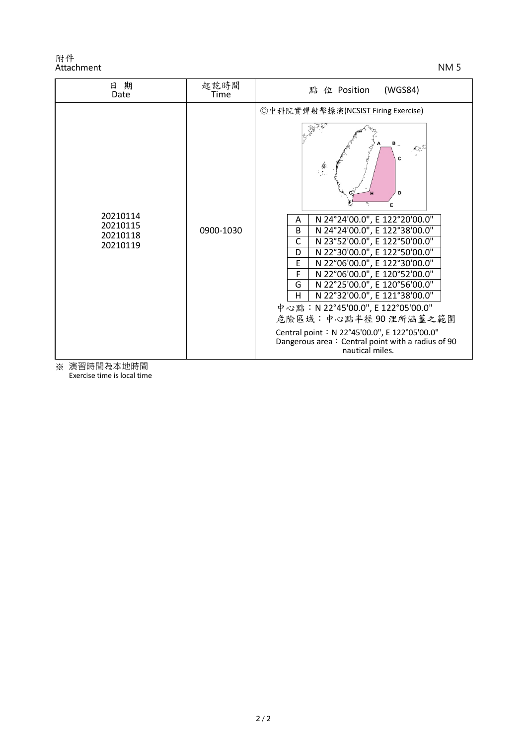附件
Attachment

NM 5

| 日 期<br>Date | 起訖時間<br>Time | 點 位 Position (WGS84) |
|---|---|---|
| 20210114<br>20210115<br>20210118<br>20210119 | 0900-1030 | ◎中科院實彈射擊操演(NCSIST Firing Exercise)<br>A N 24°24'00.0", E 122°20'00.0"<br>B N 24°24'00.0", E 122°38'00.0"<br>C N 23°52'00.0", E 122°50'00.0"<br>D N 22°30'00.0", E 122°50'00.0"<br>E N 22°06'00.0", E 122°30'00.0"<br>F N 22°06'00.0", E 120°52'00.0"<br>G N 22°25'00.0", E 120°56'00.0"<br>H N 22°32'00.0", E 121°38'00.0"<br>中心點：N 22°45'00.0", E 122°05'00.0"<br>危險區域：中心點半徑 90 浬所涵蓋之範圍<br>Central point：N 22°45'00.0", E 122°05'00.0"<br>Dangerous area：Central point with a radius of 90 nautical miles. |

※ 演習時間為本地時間
Exercise time is local time